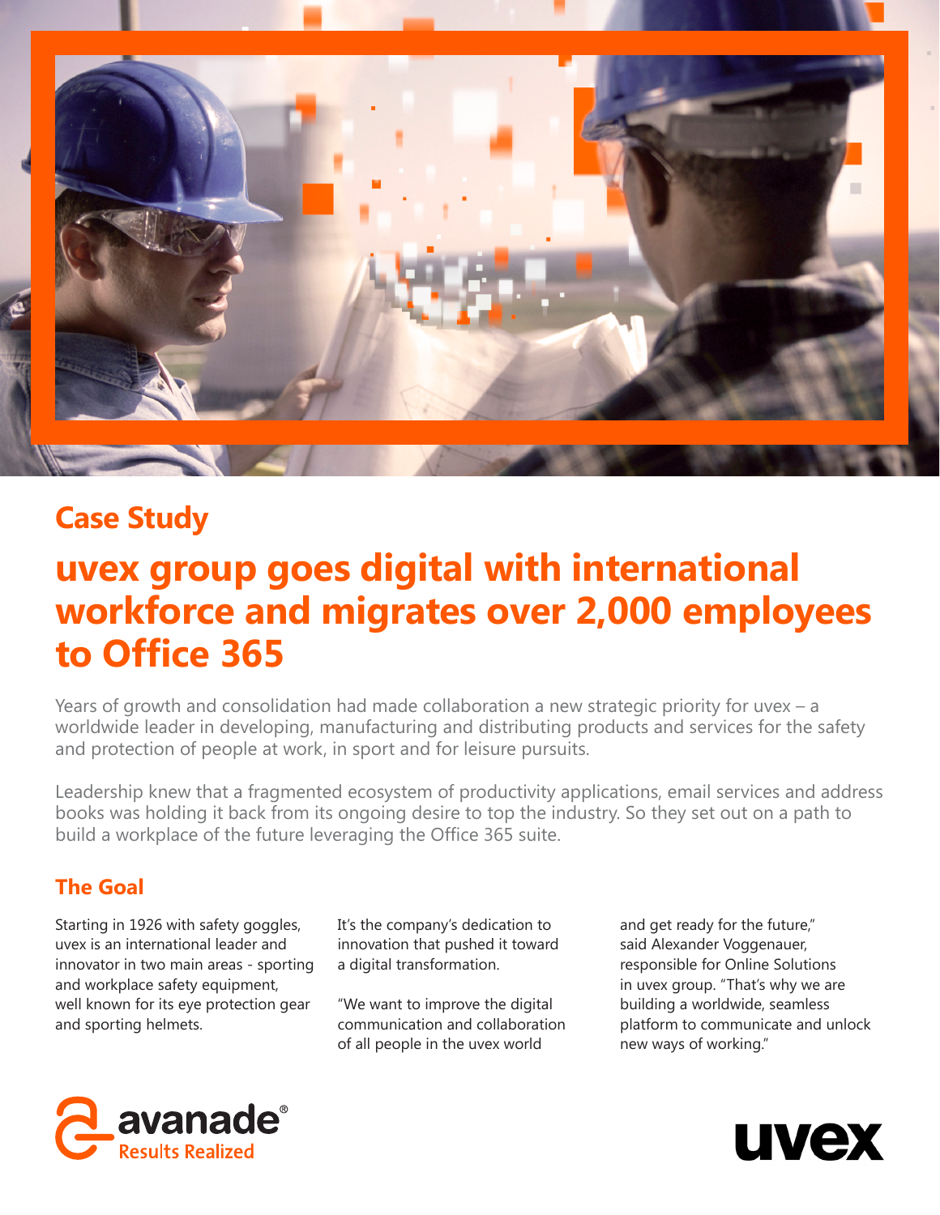## Case Study

# uvex group goes digital with international workforce and migrates over 2,000 employees to Office 365

Years of growth and consolidation had made collaboration a new strategic priority for uvex – a worldwide leader in developing, manufacturing and distributing products and services for the safety and protection of people at work, in sport and for leisure pursuits.

Leadership knew that a fragmented ecosystem of productivity applications, email services and address books was holding it back from its ongoing desire to top the industry. So they set out on a path to build a workplace of the future leveraging the Office 365 suite.

## The Goal

Starting in 1926 with safety goggles, uvex is an international leader and innovator in two main areas - sporting and workplace safety equipment, well known for its eye protection gear and sporting helmets.

It's the company's dedication to innovation that pushed it toward a digital transformation.

"We want to improve the digital communication and collaboration of all people in the uvex world and get ready for the future," said Alexander Voggenauer, responsible for Online Solutions in uvex group. "That's why we are building a worldwide, seamless platform to communicate and unlock new ways of working."

avanade® Results Realized

uvex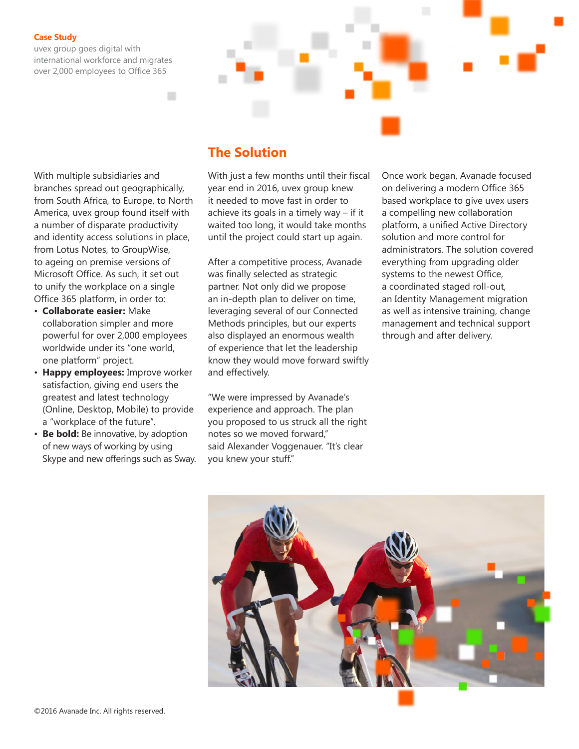**Case Study**

uvex group goes digital with international workforce and migrates over 2,000 employees to Office 365

With multiple subsidiaries and branches spread out geographically, from South Africa, to Europe, to North America, uvex group found itself with a number of disparate productivity and identity access solutions in place, from Lotus Notes, to GroupWise, to ageing on premise versions of Microsoft Office. As such, it set out to unify the workplace on a single Office 365 platform, in order to:

- **Collaborate easier:** Make collaboration simpler and more powerful for over 2,000 employees worldwide under its "one world, one platform" project.
- **Happy employees:** Improve worker satisfaction, giving end users the greatest and latest technology (Online, Desktop, Mobile) to provide a "workplace of the future".
- **Be bold:** Be innovative, by adoption of new ways of working by using Skype and new offerings such as Sway.

## The Solution

With just a few months until their fiscal year end in 2016, uvex group knew it needed to move fast in order to achieve its goals in a timely way – if it waited too long, it would take months until the project could start up again.

After a competitive process, Avanade was finally selected as strategic partner. Not only did we propose an in-depth plan to deliver on time, leveraging several of our Connected Methods principles, but our experts also displayed an enormous wealth of experience that let the leadership know they would move forward swiftly and effectively.

"We were impressed by Avanade's experience and approach. The plan you proposed to us struck all the right notes so we moved forward," said Alexander Voggenauer. "It's clear you knew your stuff."

Once work began, Avanade focused on delivering a modern Office 365 based workplace to give uvex users a compelling new collaboration platform, a unified Active Directory solution and more control for administrators. The solution covered everything from upgrading older systems to the newest Office, a coordinated staged roll-out, an Identity Management migration as well as intensive training, change management and technical support through and after delivery.

©2016 Avanade Inc. All rights reserved.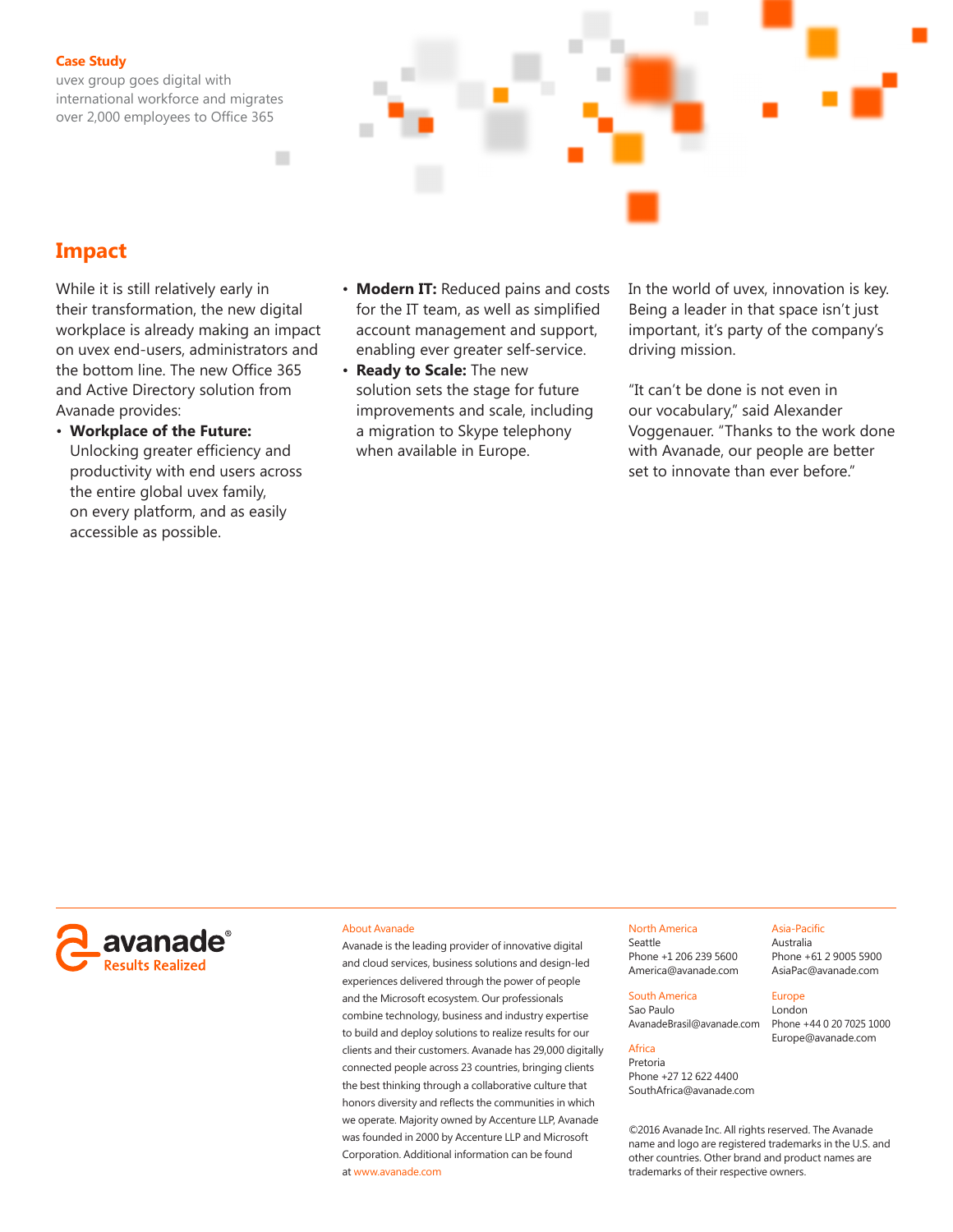**Case Study**

uvex group goes digital with international workforce and migrates over 2,000 employees to Office 365

## Impact

While it is still relatively early in their transformation, the new digital workplace is already making an impact on uvex end-users, administrators and the bottom line. The new Office 365 and Active Directory solution from Avanade provides:

- **Workplace of the Future:** Unlocking greater efficiency and productivity with end users across the entire global uvex family, on every platform, and as easily accessible as possible.
- **Modern IT:** Reduced pains and costs for the IT team, as well as simplified account management and support, enabling ever greater self-service.
- **Ready to Scale:** The new solution sets the stage for future improvements and scale, including a migration to Skype telephony when available in Europe.

In the world of uvex, innovation is key. Being a leader in that space isn't just important, it's party of the company's driving mission.

"It can't be done is not even in our vocabulary," said Alexander Voggenauer. "Thanks to the work done with Avanade, our people are better set to innovate than ever before."

---

avanade®
Results Realized

About Avanade

Avanade is the leading provider of innovative digital and cloud services, business solutions and design-led experiences delivered through the power of people and the Microsoft ecosystem. Our professionals combine technology, business and industry expertise to build and deploy solutions to realize results for our clients and their customers. Avanade has 29,000 digitally connected people across 23 countries, bringing clients the best thinking through a collaborative culture that honors diversity and reflects the communities in which we operate. Majority owned by Accenture LLP, Avanade was founded in 2000 by Accenture LLP and Microsoft Corporation. Additional information can be found at www.avanade.com

North America
Seattle
Phone +1 206 239 5600
America@avanade.com

South America
Sao Paulo
AvanadeBrasil@avanade.com

Africa
Pretoria
Phone +27 12 622 4400
SouthAfrica@avanade.com

Asia-Pacific
Australia
Phone +61 2 9005 5900
AsiaPac@avanade.com

Europe
London
Phone +44 0 20 7025 1000
Europe@avanade.com

©2016 Avanade Inc. All rights reserved. The Avanade name and logo are registered trademarks in the U.S. and other countries. Other brand and product names are trademarks of their respective owners.